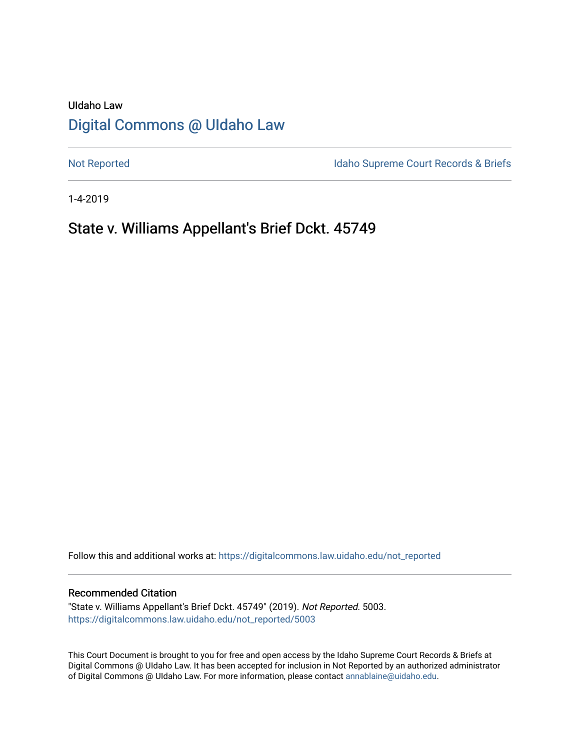UIdaho Law

# Digital Commons @ UIdaho Law

Not Reported

Idaho Supreme Court Records & Briefs

1-4-2019

## State v. Williams Appellant's Brief Dckt. 45749

Follow this and additional works at: https://digitalcommons.law.uidaho.edu/not_reported

### Recommended Citation

"State v. Williams Appellant's Brief Dckt. 45749" (2019). *Not Reported*. 5003.
https://digitalcommons.law.uidaho.edu/not_reported/5003

This Court Document is brought to you for free and open access by the Idaho Supreme Court Records & Briefs at Digital Commons @ UIdaho Law. It has been accepted for inclusion in Not Reported by an authorized administrator of Digital Commons @ UIdaho Law. For more information, please contact annablaine@uidaho.edu.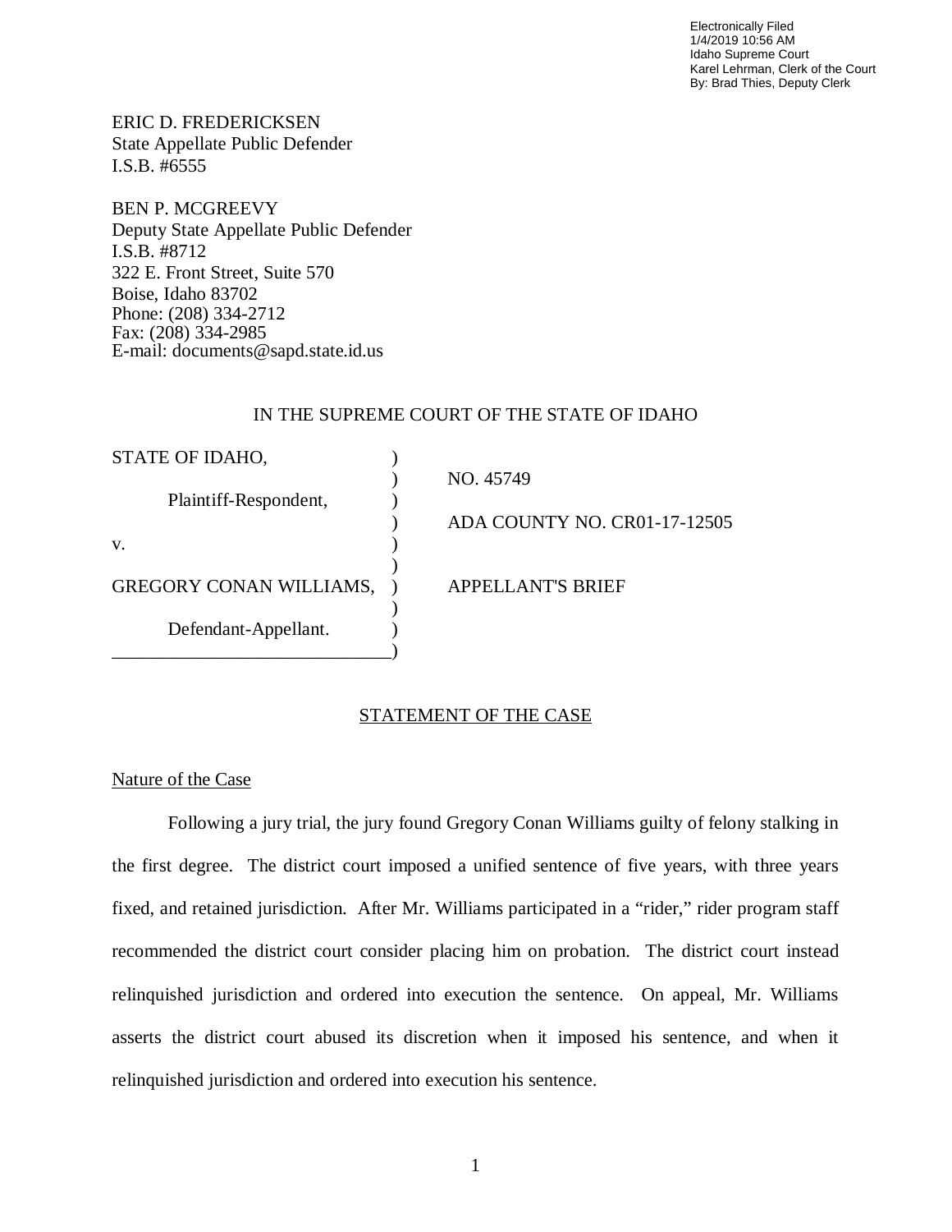Electronically Filed
1/4/2019 10:56 AM
Idaho Supreme Court
Karel Lehrman, Clerk of the Court
By: Brad Thies, Deputy Clerk

ERIC D. FREDERICKSEN
State Appellate Public Defender
I.S.B. #6555

BEN P. MCGREEVY
Deputy State Appellate Public Defender
I.S.B. #8712
322 E. Front Street, Suite 570
Boise, Idaho 83702
Phone: (208) 334-2712
Fax: (208) 334-2985
E-mail: documents@sapd.state.id.us

IN THE SUPREME COURT OF THE STATE OF IDAHO

| | | |
|---|---|---|
| STATE OF IDAHO, | ) | |
| | ) | NO. 45749 |
| Plaintiff-Respondent, | ) | |
| | ) | ADA COUNTY NO. CR01-17-12505 |
| v. | ) | |
| | ) | |
| GREGORY CONAN WILLIAMS, | ) | APPELLANT'S BRIEF |
| | ) | |
| Defendant-Appellant. | ) | |
| _____________________________ | ) | |

## STATEMENT OF THE CASE

### Nature of the Case

Following a jury trial, the jury found Gregory Conan Williams guilty of felony stalking in the first degree. The district court imposed a unified sentence of five years, with three years fixed, and retained jurisdiction. After Mr. Williams participated in a "rider," rider program staff recommended the district court consider placing him on probation. The district court instead relinquished jurisdiction and ordered into execution the sentence. On appeal, Mr. Williams asserts the district court abused its discretion when it imposed his sentence, and when it relinquished jurisdiction and ordered into execution his sentence.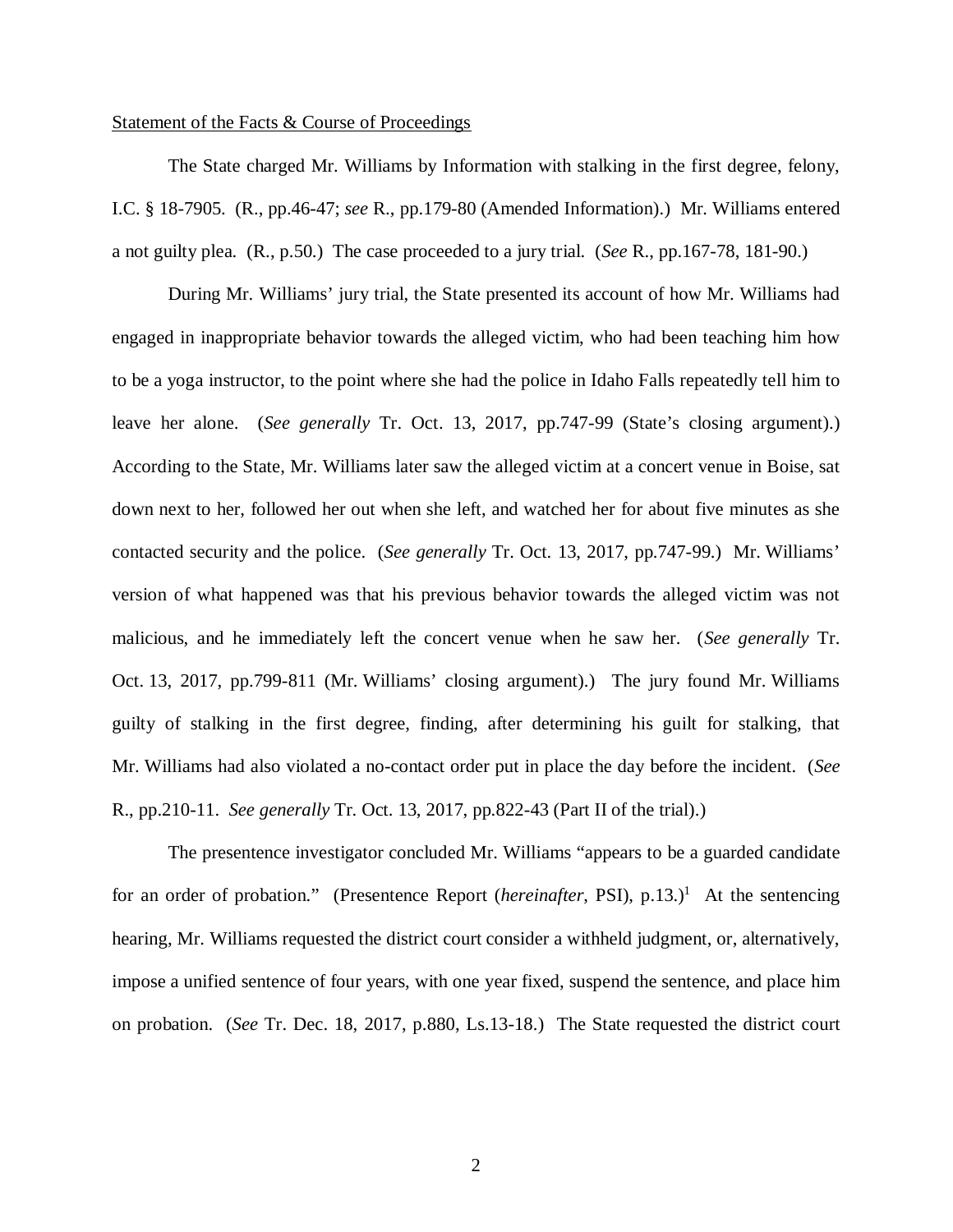Statement of the Facts & Course of Proceedings

The State charged Mr. Williams by Information with stalking in the first degree, felony, I.C. § 18-7905. (R., pp.46-47; *see* R., pp.179-80 (Amended Information).) Mr. Williams entered a not guilty plea. (R., p.50.) The case proceeded to a jury trial. (*See* R., pp.167-78, 181-90.)

During Mr. Williams' jury trial, the State presented its account of how Mr. Williams had engaged in inappropriate behavior towards the alleged victim, who had been teaching him how to be a yoga instructor, to the point where she had the police in Idaho Falls repeatedly tell him to leave her alone. (*See generally* Tr. Oct. 13, 2017, pp.747-99 (State's closing argument).) According to the State, Mr. Williams later saw the alleged victim at a concert venue in Boise, sat down next to her, followed her out when she left, and watched her for about five minutes as she contacted security and the police. (*See generally* Tr. Oct. 13, 2017, pp.747-99.) Mr. Williams' version of what happened was that his previous behavior towards the alleged victim was not malicious, and he immediately left the concert venue when he saw her. (*See generally* Tr. Oct. 13, 2017, pp.799-811 (Mr. Williams' closing argument).) The jury found Mr. Williams guilty of stalking in the first degree, finding, after determining his guilt for stalking, that Mr. Williams had also violated a no-contact order put in place the day before the incident. (*See* R., pp.210-11. *See generally* Tr. Oct. 13, 2017, pp.822-43 (Part II of the trial).)

The presentence investigator concluded Mr. Williams "appears to be a guarded candidate for an order of probation." (Presentence Report (*hereinafter*, PSI), p.13.)[1] At the sentencing hearing, Mr. Williams requested the district court consider a withheld judgment, or, alternatively, impose a unified sentence of four years, with one year fixed, suspend the sentence, and place him on probation. (*See* Tr. Dec. 18, 2017, p.880, Ls.13-18.) The State requested the district court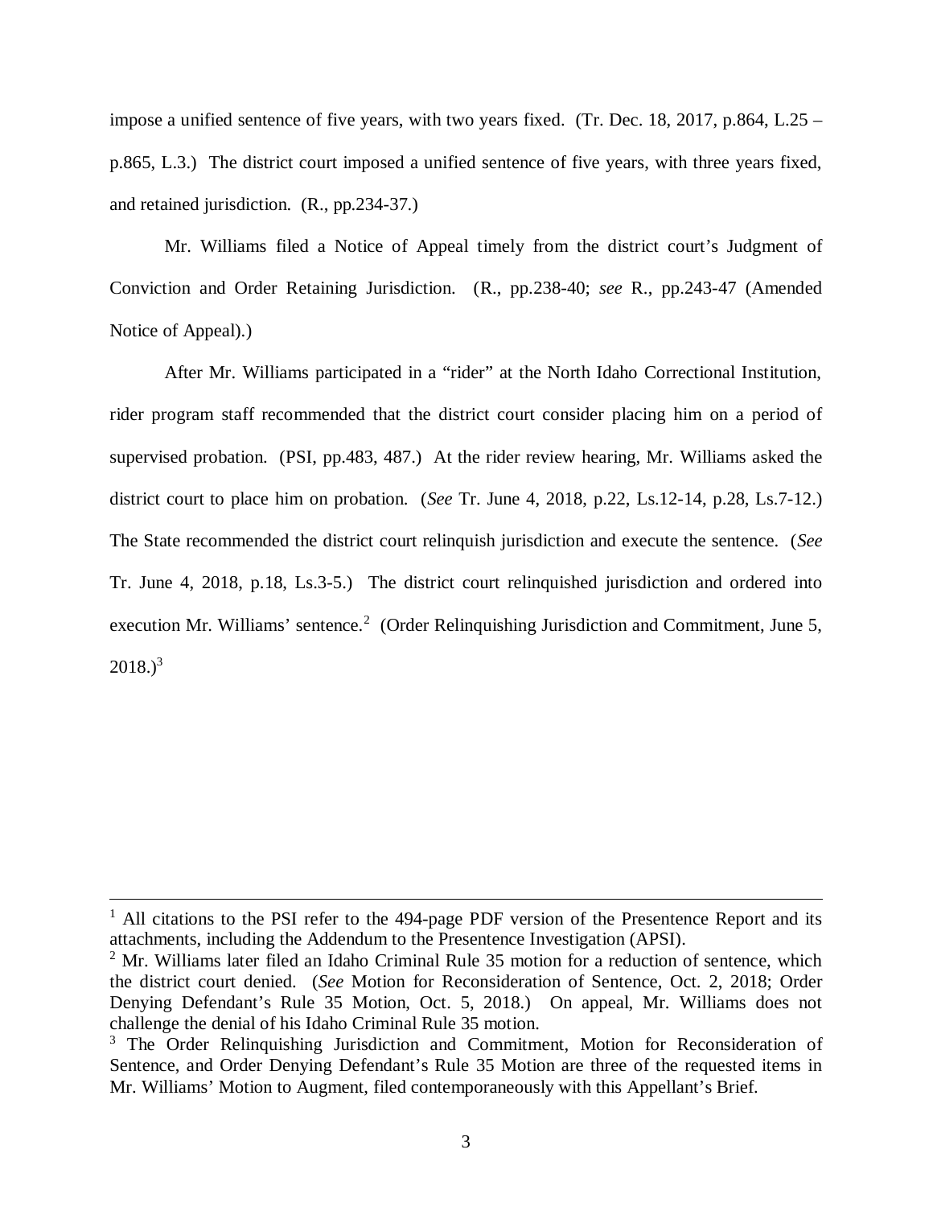impose a unified sentence of five years, with two years fixed. (Tr. Dec. 18, 2017, p.864, L.25 – p.865, L.3.) The district court imposed a unified sentence of five years, with three years fixed, and retained jurisdiction. (R., pp.234-37.)

Mr. Williams filed a Notice of Appeal timely from the district court's Judgment of Conviction and Order Retaining Jurisdiction. (R., pp.238-40; *see* R., pp.243-47 (Amended Notice of Appeal).)

After Mr. Williams participated in a "rider" at the North Idaho Correctional Institution, rider program staff recommended that the district court consider placing him on a period of supervised probation. (PSI, pp.483, 487.) At the rider review hearing, Mr. Williams asked the district court to place him on probation. (*See* Tr. June 4, 2018, p.22, Ls.12-14, p.28, Ls.7-12.) The State recommended the district court relinquish jurisdiction and execute the sentence. (*See* Tr. June 4, 2018, p.18, Ls.3-5.) The district court relinquished jurisdiction and ordered into execution Mr. Williams' sentence.[2] (Order Relinquishing Jurisdiction and Commitment, June 5, 2018.)[3]

---

[1] All citations to the PSI refer to the 494-page PDF version of the Presentence Report and its attachments, including the Addendum to the Presentence Investigation (APSI).

[2] Mr. Williams later filed an Idaho Criminal Rule 35 motion for a reduction of sentence, which the district court denied. (*See* Motion for Reconsideration of Sentence, Oct. 2, 2018; Order Denying Defendant's Rule 35 Motion, Oct. 5, 2018.) On appeal, Mr. Williams does not challenge the denial of his Idaho Criminal Rule 35 motion.

[3] The Order Relinquishing Jurisdiction and Commitment, Motion for Reconsideration of Sentence, and Order Denying Defendant's Rule 35 Motion are three of the requested items in Mr. Williams' Motion to Augment, filed contemporaneously with this Appellant's Brief.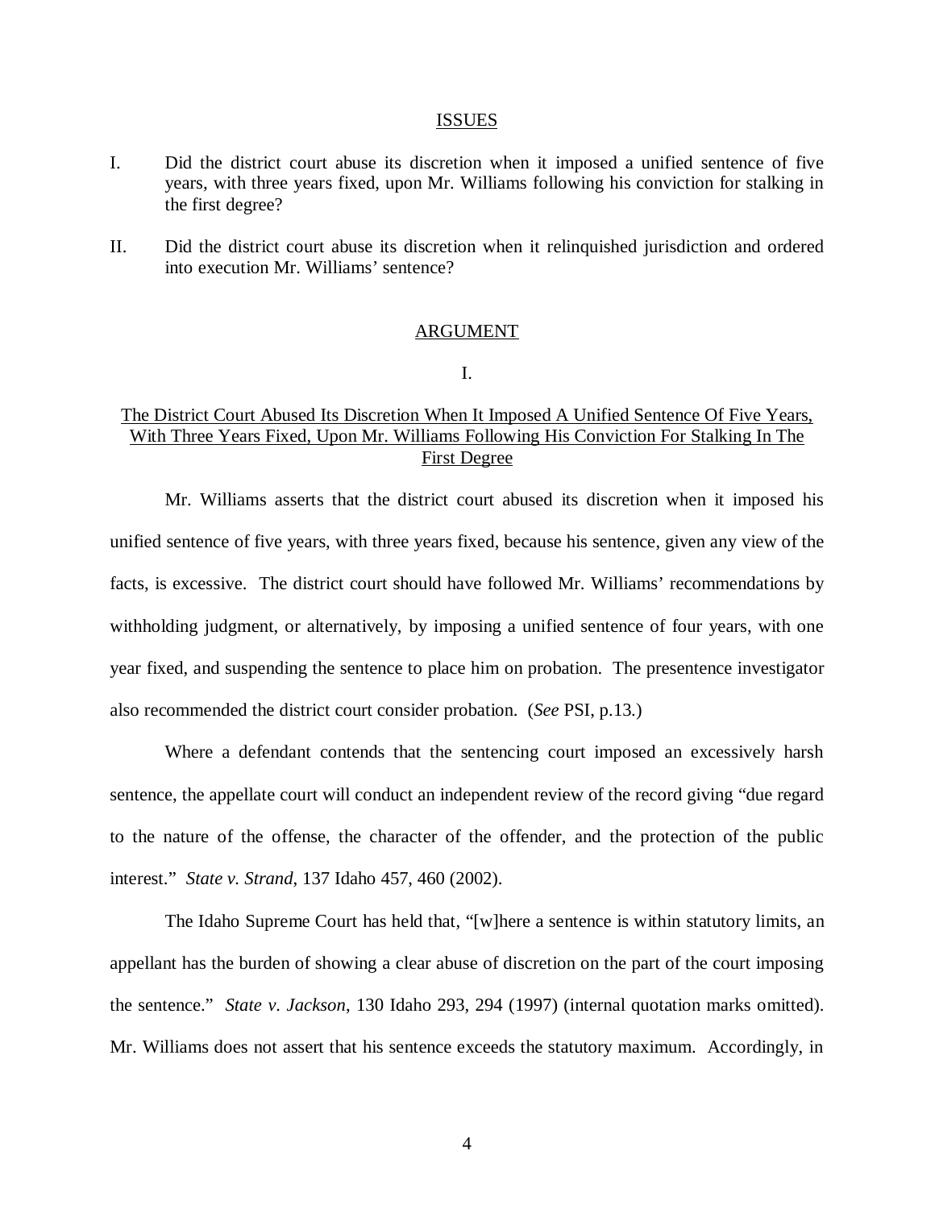## ISSUES

I. Did the district court abuse its discretion when it imposed a unified sentence of five years, with three years fixed, upon Mr. Williams following his conviction for stalking in the first degree?

II. Did the district court abuse its discretion when it relinquished jurisdiction and ordered into execution Mr. Williams' sentence?

## ARGUMENT

### I.

### The District Court Abused Its Discretion When It Imposed A Unified Sentence Of Five Years, With Three Years Fixed, Upon Mr. Williams Following His Conviction For Stalking In The First Degree

Mr. Williams asserts that the district court abused its discretion when it imposed his unified sentence of five years, with three years fixed, because his sentence, given any view of the facts, is excessive. The district court should have followed Mr. Williams' recommendations by withholding judgment, or alternatively, by imposing a unified sentence of four years, with one year fixed, and suspending the sentence to place him on probation. The presentence investigator also recommended the district court consider probation. (*See* PSI, p.13.)

Where a defendant contends that the sentencing court imposed an excessively harsh sentence, the appellate court will conduct an independent review of the record giving "due regard to the nature of the offense, the character of the offender, and the protection of the public interest." *State v. Strand*, 137 Idaho 457, 460 (2002).

The Idaho Supreme Court has held that, "[w]here a sentence is within statutory limits, an appellant has the burden of showing a clear abuse of discretion on the part of the court imposing the sentence." *State v. Jackson*, 130 Idaho 293, 294 (1997) (internal quotation marks omitted). Mr. Williams does not assert that his sentence exceeds the statutory maximum. Accordingly, in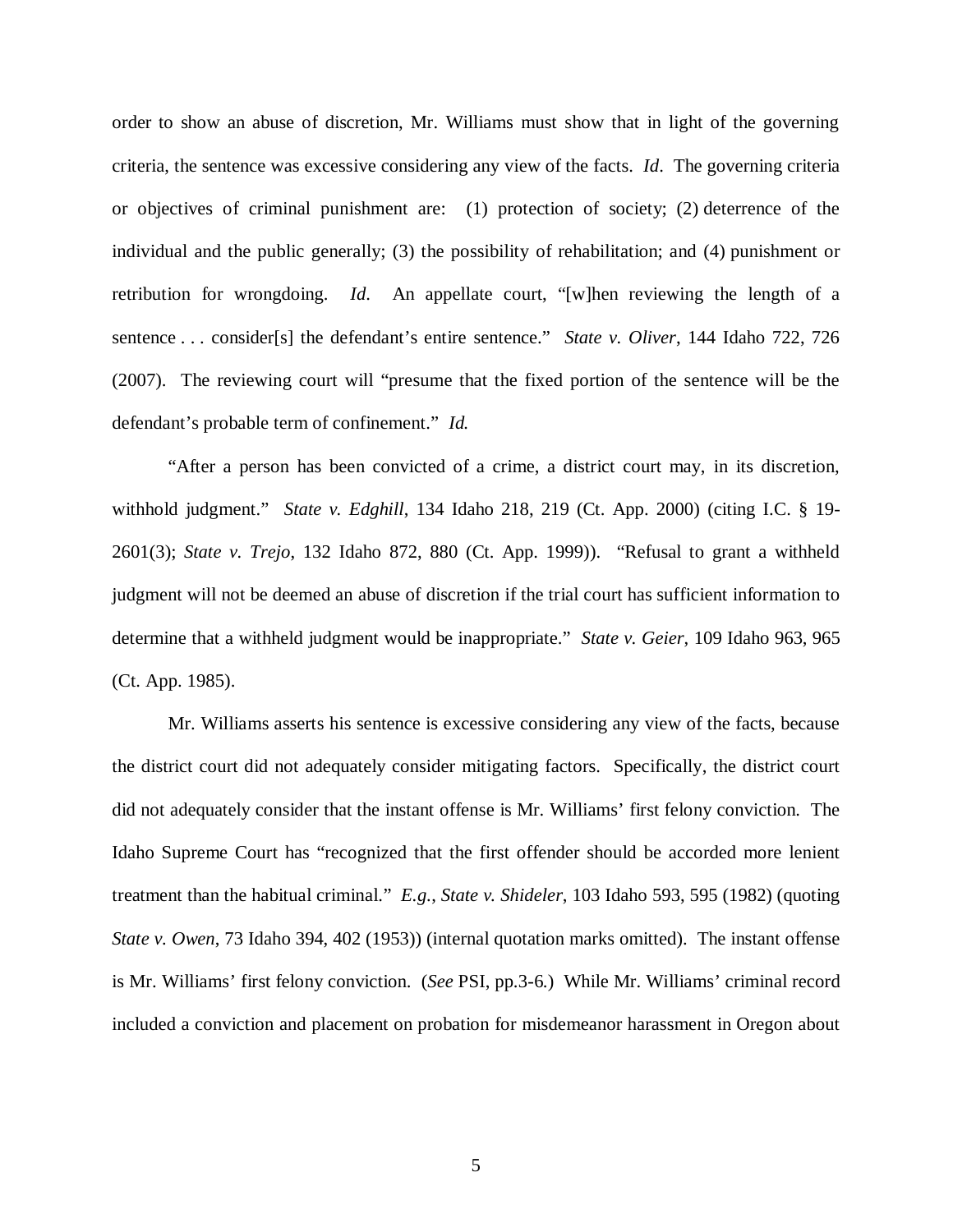order to show an abuse of discretion, Mr. Williams must show that in light of the governing criteria, the sentence was excessive considering any view of the facts. *Id*. The governing criteria or objectives of criminal punishment are: (1) protection of society; (2) deterrence of the individual and the public generally; (3) the possibility of rehabilitation; and (4) punishment or retribution for wrongdoing. *Id*. An appellate court, "[w]hen reviewing the length of a sentence . . . consider[s] the defendant's entire sentence." *State v. Oliver*, 144 Idaho 722, 726 (2007). The reviewing court will "presume that the fixed portion of the sentence will be the defendant's probable term of confinement." *Id.*

"After a person has been convicted of a crime, a district court may, in its discretion, withhold judgment." *State v. Edghill*, 134 Idaho 218, 219 (Ct. App. 2000) (citing I.C. § 19-2601(3); *State v. Trejo*, 132 Idaho 872, 880 (Ct. App. 1999)). "Refusal to grant a withheld judgment will not be deemed an abuse of discretion if the trial court has sufficient information to determine that a withheld judgment would be inappropriate." *State v. Geier*, 109 Idaho 963, 965 (Ct. App. 1985).

Mr. Williams asserts his sentence is excessive considering any view of the facts, because the district court did not adequately consider mitigating factors. Specifically, the district court did not adequately consider that the instant offense is Mr. Williams' first felony conviction. The Idaho Supreme Court has "recognized that the first offender should be accorded more lenient treatment than the habitual criminal." *E.g.*, *State v. Shideler*, 103 Idaho 593, 595 (1982) (quoting *State v. Owen*, 73 Idaho 394, 402 (1953)) (internal quotation marks omitted). The instant offense is Mr. Williams' first felony conviction. (*See* PSI, pp.3-6.) While Mr. Williams' criminal record included a conviction and placement on probation for misdemeanor harassment in Oregon about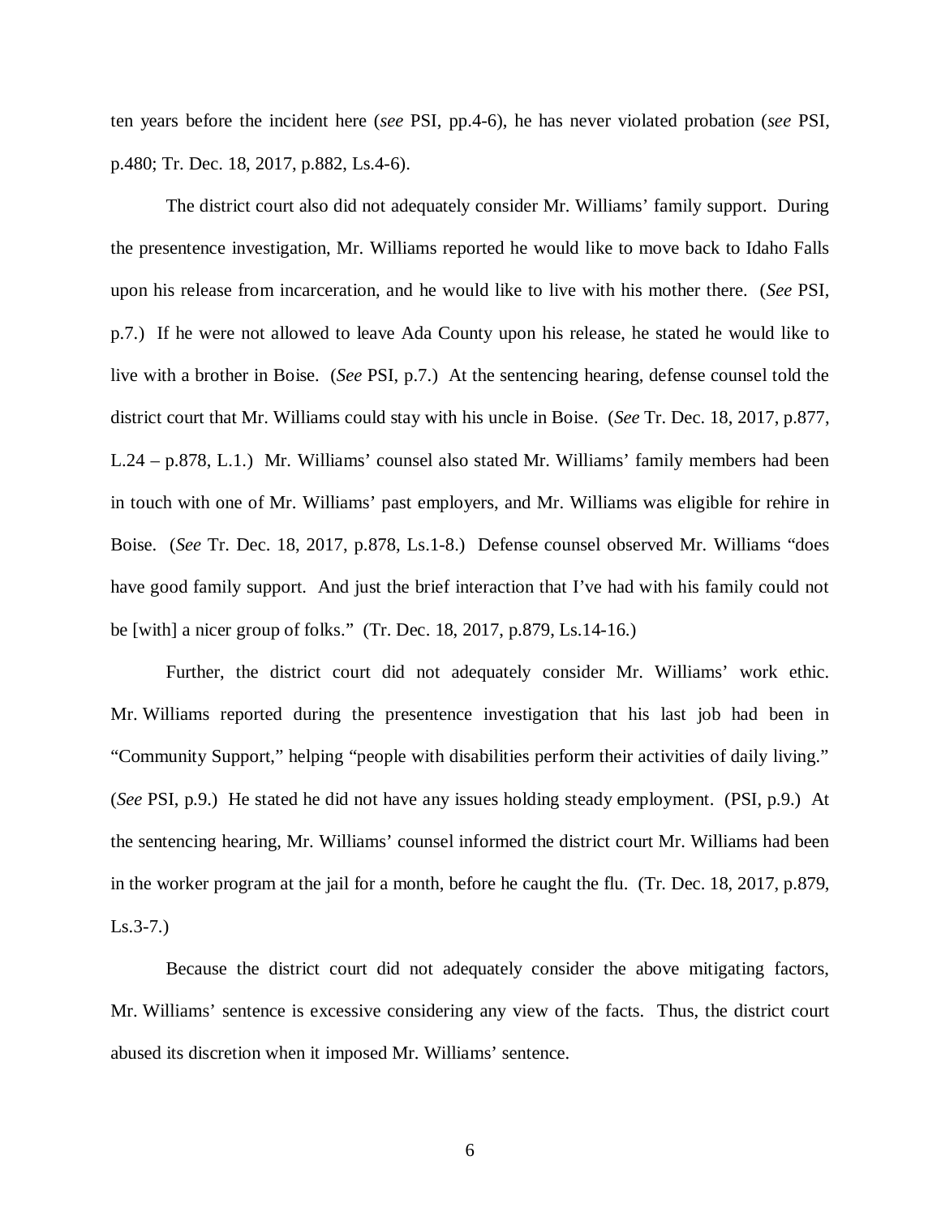ten years before the incident here (*see* PSI, pp.4-6), he has never violated probation (*see* PSI, p.480; Tr. Dec. 18, 2017, p.882, Ls.4-6).

The district court also did not adequately consider Mr. Williams' family support. During the presentence investigation, Mr. Williams reported he would like to move back to Idaho Falls upon his release from incarceration, and he would like to live with his mother there. (*See* PSI, p.7.) If he were not allowed to leave Ada County upon his release, he stated he would like to live with a brother in Boise. (*See* PSI, p.7.) At the sentencing hearing, defense counsel told the district court that Mr. Williams could stay with his uncle in Boise. (*See* Tr. Dec. 18, 2017, p.877, L.24 – p.878, L.1.) Mr. Williams' counsel also stated Mr. Williams' family members had been in touch with one of Mr. Williams' past employers, and Mr. Williams was eligible for rehire in Boise. (*See* Tr. Dec. 18, 2017, p.878, Ls.1-8.) Defense counsel observed Mr. Williams "does have good family support. And just the brief interaction that I've had with his family could not be [with] a nicer group of folks." (Tr. Dec. 18, 2017, p.879, Ls.14-16.)

Further, the district court did not adequately consider Mr. Williams' work ethic. Mr. Williams reported during the presentence investigation that his last job had been in "Community Support," helping "people with disabilities perform their activities of daily living." (*See* PSI, p.9.) He stated he did not have any issues holding steady employment. (PSI, p.9.) At the sentencing hearing, Mr. Williams' counsel informed the district court Mr. Williams had been in the worker program at the jail for a month, before he caught the flu. (Tr. Dec. 18, 2017, p.879, Ls.3-7.)

Because the district court did not adequately consider the above mitigating factors, Mr. Williams' sentence is excessive considering any view of the facts. Thus, the district court abused its discretion when it imposed Mr. Williams' sentence.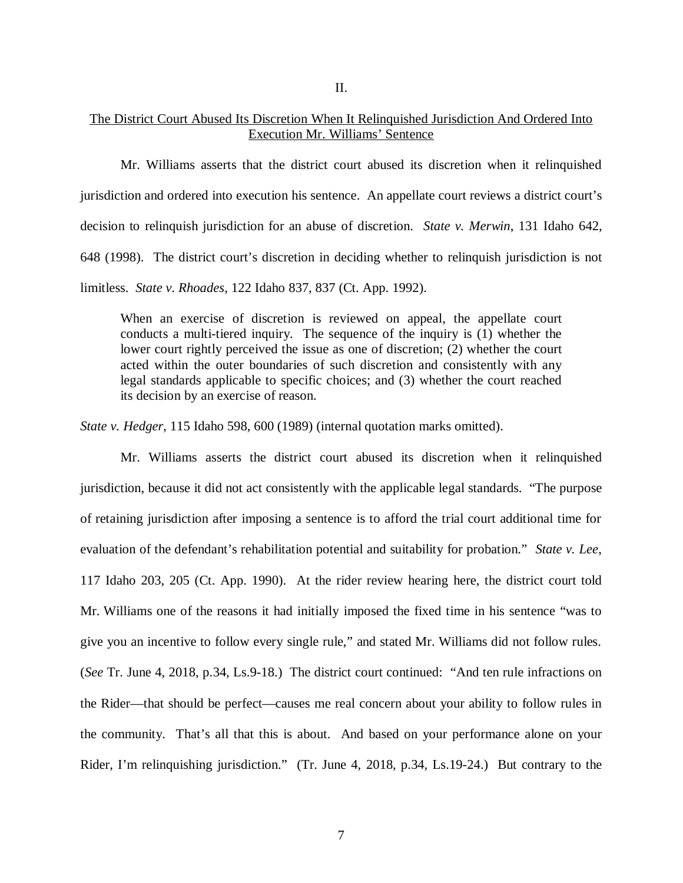II.

<u>The District Court Abused Its Discretion When It Relinquished Jurisdiction And Ordered Into Execution Mr. Williams' Sentence</u>

Mr. Williams asserts that the district court abused its discretion when it relinquished jurisdiction and ordered into execution his sentence. An appellate court reviews a district court's decision to relinquish jurisdiction for an abuse of discretion. *State v. Merwin*, 131 Idaho 642, 648 (1998). The district court's discretion in deciding whether to relinquish jurisdiction is not limitless. *State v. Rhoades*, 122 Idaho 837, 837 (Ct. App. 1992).

> When an exercise of discretion is reviewed on appeal, the appellate court conducts a multi-tiered inquiry. The sequence of the inquiry is (1) whether the lower court rightly perceived the issue as one of discretion; (2) whether the court acted within the outer boundaries of such discretion and consistently with any legal standards applicable to specific choices; and (3) whether the court reached its decision by an exercise of reason.

*State v. Hedger*, 115 Idaho 598, 600 (1989) (internal quotation marks omitted).

Mr. Williams asserts the district court abused its discretion when it relinquished jurisdiction, because it did not act consistently with the applicable legal standards. "The purpose of retaining jurisdiction after imposing a sentence is to afford the trial court additional time for evaluation of the defendant's rehabilitation potential and suitability for probation." *State v. Lee*, 117 Idaho 203, 205 (Ct. App. 1990). At the rider review hearing here, the district court told Mr. Williams one of the reasons it had initially imposed the fixed time in his sentence "was to give you an incentive to follow every single rule," and stated Mr. Williams did not follow rules. (*See* Tr. June 4, 2018, p.34, Ls.9-18.) The district court continued: "And ten rule infractions on the Rider—that should be perfect—causes me real concern about your ability to follow rules in the community. That's all that this is about. And based on your performance alone on your Rider, I'm relinquishing jurisdiction." (Tr. June 4, 2018, p.34, Ls.19-24.) But contrary to the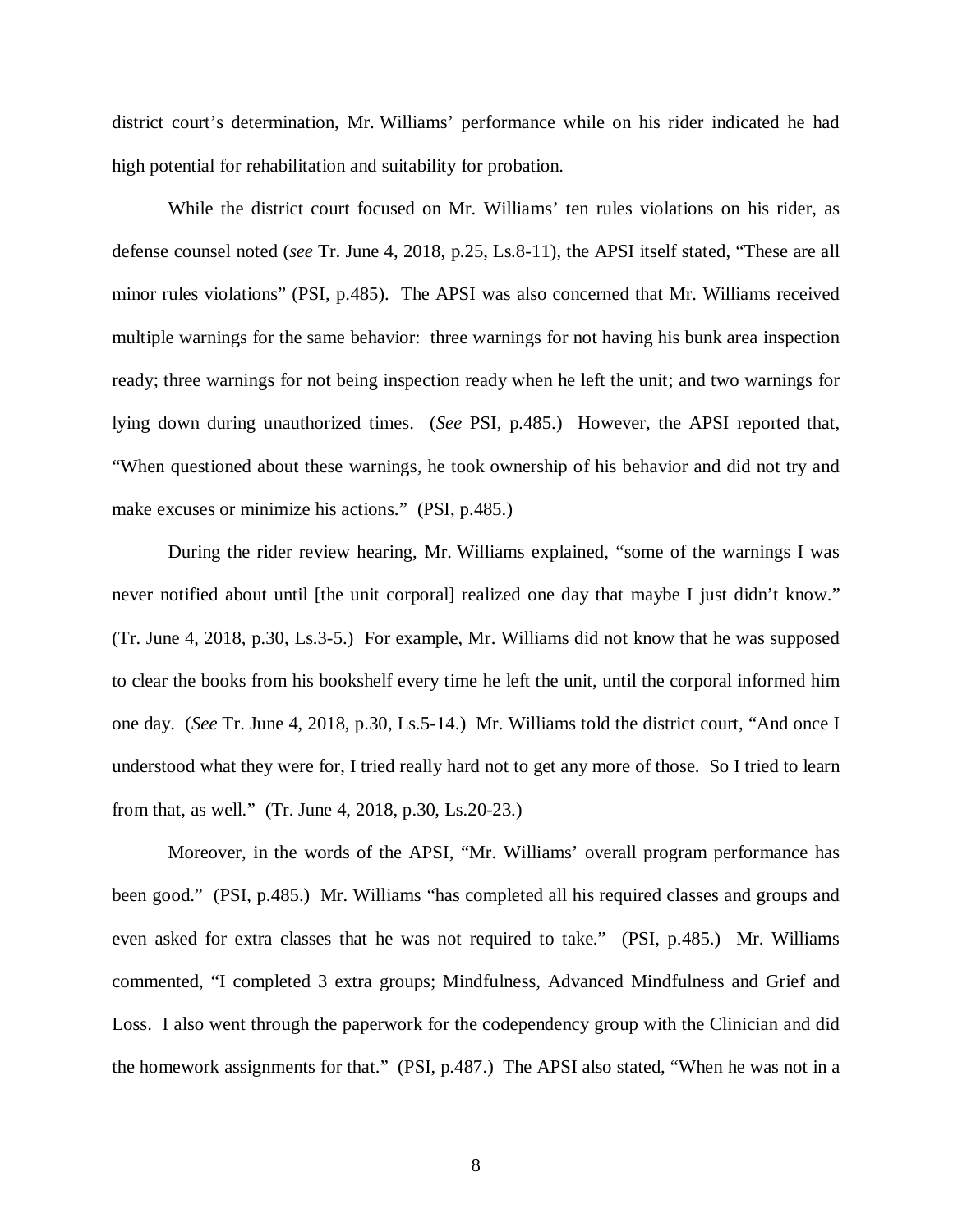district court's determination, Mr. Williams' performance while on his rider indicated he had high potential for rehabilitation and suitability for probation.

While the district court focused on Mr. Williams' ten rules violations on his rider, as defense counsel noted (*see* Tr. June 4, 2018, p.25, Ls.8-11), the APSI itself stated, "These are all minor rules violations" (PSI, p.485). The APSI was also concerned that Mr. Williams received multiple warnings for the same behavior: three warnings for not having his bunk area inspection ready; three warnings for not being inspection ready when he left the unit; and two warnings for lying down during unauthorized times. (*See* PSI, p.485.) However, the APSI reported that, "When questioned about these warnings, he took ownership of his behavior and did not try and make excuses or minimize his actions." (PSI, p.485.)

During the rider review hearing, Mr. Williams explained, "some of the warnings I was never notified about until [the unit corporal] realized one day that maybe I just didn't know." (Tr. June 4, 2018, p.30, Ls.3-5.) For example, Mr. Williams did not know that he was supposed to clear the books from his bookshelf every time he left the unit, until the corporal informed him one day. (*See* Tr. June 4, 2018, p.30, Ls.5-14.) Mr. Williams told the district court, "And once I understood what they were for, I tried really hard not to get any more of those. So I tried to learn from that, as well." (Tr. June 4, 2018, p.30, Ls.20-23.)

Moreover, in the words of the APSI, "Mr. Williams' overall program performance has been good." (PSI, p.485.) Mr. Williams "has completed all his required classes and groups and even asked for extra classes that he was not required to take." (PSI, p.485.) Mr. Williams commented, "I completed 3 extra groups; Mindfulness, Advanced Mindfulness and Grief and Loss. I also went through the paperwork for the codependency group with the Clinician and did the homework assignments for that." (PSI, p.487.) The APSI also stated, "When he was not in a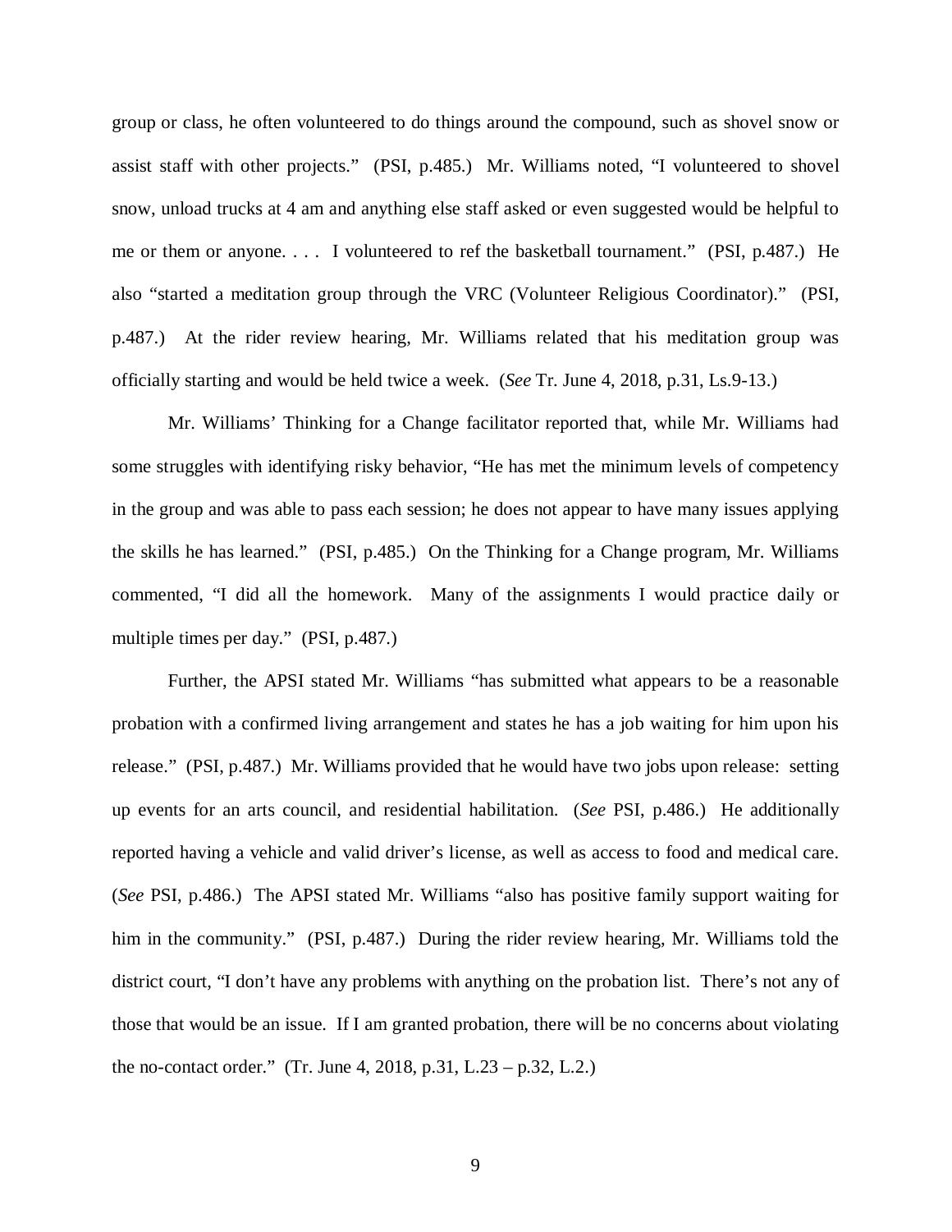group or class, he often volunteered to do things around the compound, such as shovel snow or assist staff with other projects." (PSI, p.485.) Mr. Williams noted, "I volunteered to shovel snow, unload trucks at 4 am and anything else staff asked or even suggested would be helpful to me or them or anyone. . . . I volunteered to ref the basketball tournament." (PSI, p.487.) He also "started a meditation group through the VRC (Volunteer Religious Coordinator)." (PSI, p.487.) At the rider review hearing, Mr. Williams related that his meditation group was officially starting and would be held twice a week. (*See* Tr. June 4, 2018, p.31, Ls.9-13.)

Mr. Williams' Thinking for a Change facilitator reported that, while Mr. Williams had some struggles with identifying risky behavior, "He has met the minimum levels of competency in the group and was able to pass each session; he does not appear to have many issues applying the skills he has learned." (PSI, p.485.) On the Thinking for a Change program, Mr. Williams commented, "I did all the homework. Many of the assignments I would practice daily or multiple times per day." (PSI, p.487.)

Further, the APSI stated Mr. Williams "has submitted what appears to be a reasonable probation with a confirmed living arrangement and states he has a job waiting for him upon his release." (PSI, p.487.) Mr. Williams provided that he would have two jobs upon release: setting up events for an arts council, and residential habilitation. (*See* PSI, p.486.) He additionally reported having a vehicle and valid driver's license, as well as access to food and medical care. (*See* PSI, p.486.) The APSI stated Mr. Williams "also has positive family support waiting for him in the community." (PSI, p.487.) During the rider review hearing, Mr. Williams told the district court, "I don't have any problems with anything on the probation list. There's not any of those that would be an issue. If I am granted probation, there will be no concerns about violating the no-contact order." (Tr. June 4, 2018, p.31, L.23 – p.32, L.2.)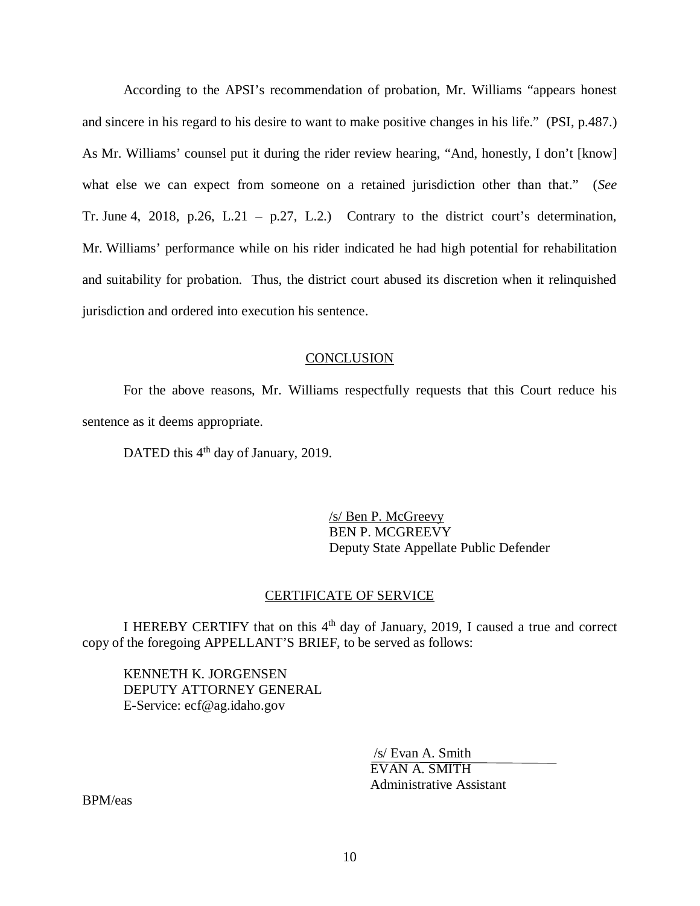According to the APSI's recommendation of probation, Mr. Williams "appears honest and sincere in his regard to his desire to want to make positive changes in his life." (PSI, p.487.) As Mr. Williams' counsel put it during the rider review hearing, "And, honestly, I don't [know] what else we can expect from someone on a retained jurisdiction other than that." (*See* Tr. June 4, 2018, p.26, L.21 – p.27, L.2.) Contrary to the district court's determination, Mr. Williams' performance while on his rider indicated he had high potential for rehabilitation and suitability for probation. Thus, the district court abused its discretion when it relinquished jurisdiction and ordered into execution his sentence.

## CONCLUSION

For the above reasons, Mr. Williams respectfully requests that this Court reduce his sentence as it deems appropriate.

DATED this 4th day of January, 2019.

/s/ Ben P. McGreevy
BEN P. MCGREEVY
Deputy State Appellate Public Defender

## CERTIFICATE OF SERVICE

I HEREBY CERTIFY that on this 4th day of January, 2019, I caused a true and correct copy of the foregoing APPELLANT'S BRIEF, to be served as follows:

KENNETH K. JORGENSEN
DEPUTY ATTORNEY GENERAL
E-Service: ecf@ag.idaho.gov

/s/ Evan A. Smith
EVAN A. SMITH
Administrative Assistant

BPM/eas